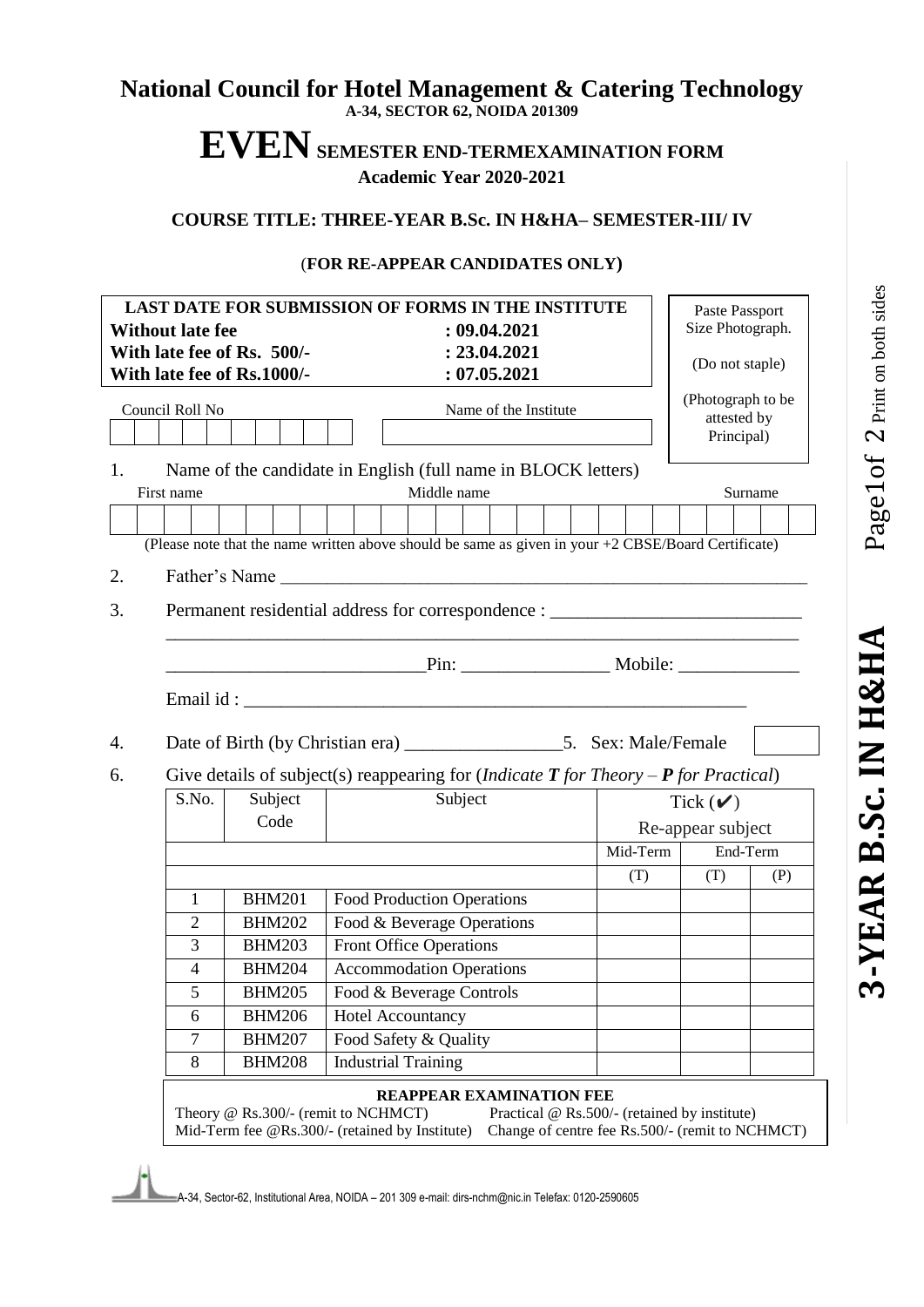# National Council for Hotel Management & Catering Technology

**A-34, SECTOR 62, NOIDA 201309**

# EVEN SEMESTER END-TERMEXAMINATION FORM

**Academic Year 2020-2021**

### COURSE TITLE: THREE-YEAR B.Sc. IN H&HA– SEMESTER-III/ IV

(**FOR RE-APPEAR CANDIDATES ONLY**)

| LAST DATE FOR SUBMISSION OF FORMS IN THE INSTITUTE | |
|---|---|
| **Without late fee** | **: 09.04.2021** |
| **With late fee of Rs. 500/-** | **: 23.04.2021** |
| **With late fee of Rs.1000/-** | **: 07.05.2021** |

Paste Passport Size Photograph.

(Do not staple)

(Photograph to be attested by Principal)

Council Roll No ____________ Name of the Institute ____________

1. Name of the candidate in English (full name in BLOCK letters)

   First name ____________ Middle name ____________ Surname ____________

   (Please note that the name written above should be same as given in your +2 CBSE/Board Certificate)

2. Father's Name ____________

3. Permanent residential address for correspondence : ____________

   ____________ Pin: ____________ Mobile: ____________

   Email id : ____________

4. Date of Birth (by Christian era) ____________ 5. Sex: Male/Female ____

6. Give details of subject(s) reappearing for (*Indicate **T** for Theory – **P** for Practical*)

| S.No. | Subject Code | Subject | Tick (✔) Re-appear subject | | |
|---|---|---|---|---|---|
| | | | Mid-Term | End-Term | |
| | | | (T) | (T) | (P) |
| 1 | BHM201 | Food Production Operations | | | |
| 2 | BHM202 | Food & Beverage Operations | | | |
| 3 | BHM203 | Front Office Operations | | | |
| 4 | BHM204 | Accommodation Operations | | | |
| 5 | BHM205 | Food & Beverage Controls | | | |
| 6 | BHM206 | Hotel Accountancy | | | |
| 7 | BHM207 | Food Safety & Quality | | | |
| 8 | BHM208 | Industrial Training | | | |

**REAPPEAR EXAMINATION FEE**

Theory @ Rs.300/- (remit to NCHMCT) Practical @ Rs.500/- (retained by institute)

Mid-Term fee @Rs.300/- (retained by Institute) Change of centre fee Rs.500/- (remit to NCHMCT)

A-34, Sector-62, Institutional Area, NOIDA – 201 309 e-mail: dirs-nchm@nic.in Telefax: 0120-2590605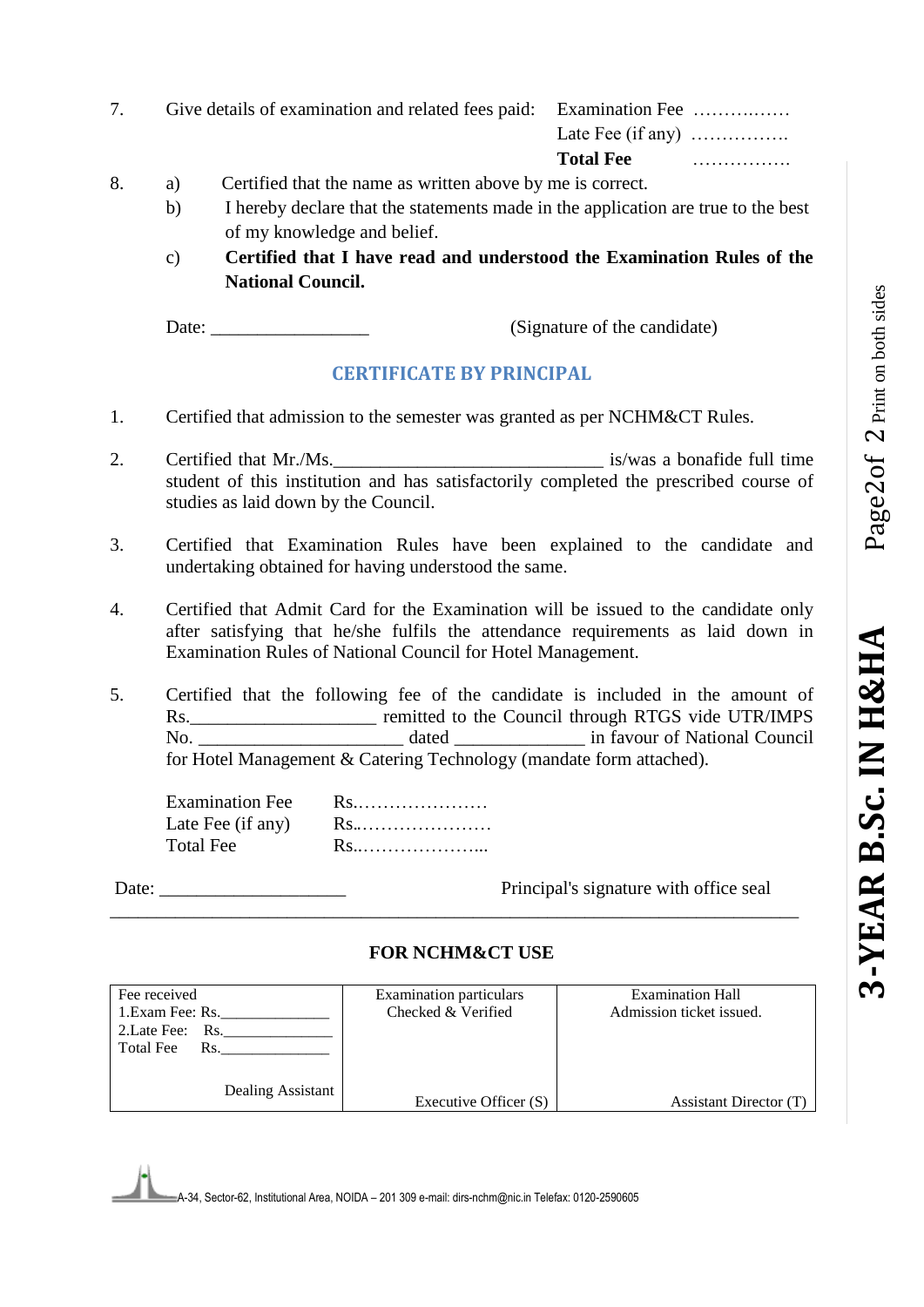7. Give details of examination and related fees paid: Examination Fee ……….……
   Late Fee (if any) …………….
   **Total Fee** …………….

8. a) Certified that the name as written above by me is correct.
   b) I hereby declare that the statements made in the application are true to the best of my knowledge and belief.
   c) **Certified that I have read and understood the Examination Rules of the National Council.**

Date: _________________ (Signature of the candidate)

## CERTIFICATE BY PRINCIPAL

1. Certified that admission to the semester was granted as per NCHM&CT Rules.

2. Certified that Mr./Ms.______________________________ is/was a bonafide full time student of this institution and has satisfactorily completed the prescribed course of studies as laid down by the Council.

3. Certified that Examination Rules have been explained to the candidate and undertaking obtained for having understood the same.

4. Certified that Admit Card for the Examination will be issued to the candidate only after satisfying that he/she fulfils the attendance requirements as laid down in Examination Rules of National Council for Hotel Management.

5. Certified that the following fee of the candidate is included in the amount of Rs.____________________ remitted to the Council through RTGS vide UTR/IMPS No. ______________________ dated ______________ in favour of National Council for Hotel Management & Catering Technology (mandate form attached).

   Examination Fee Rs.…………………
   Late Fee (if any) Rs..…………………
   Total Fee Rs..………………...

Date: ____________________ Principal's signature with office seal

### FOR NCHM&CT USE

| | | |
|---|---|---|
| Fee received<br>1.Exam Fee: Rs.______________<br>2.Late Fee: Rs.______________<br>Total Fee Rs.______________<br><br>Dealing Assistant | Examination particulars Checked & Verified<br><br><br><br>Executive Officer (S) | Examination Hall Admission ticket issued.<br><br><br><br>Assistant Director (T) |

A-34, Sector-62, Institutional Area, NOIDA – 201 309 e-mail: dirs-nchm@nic.in Telefax: 0120-2590605